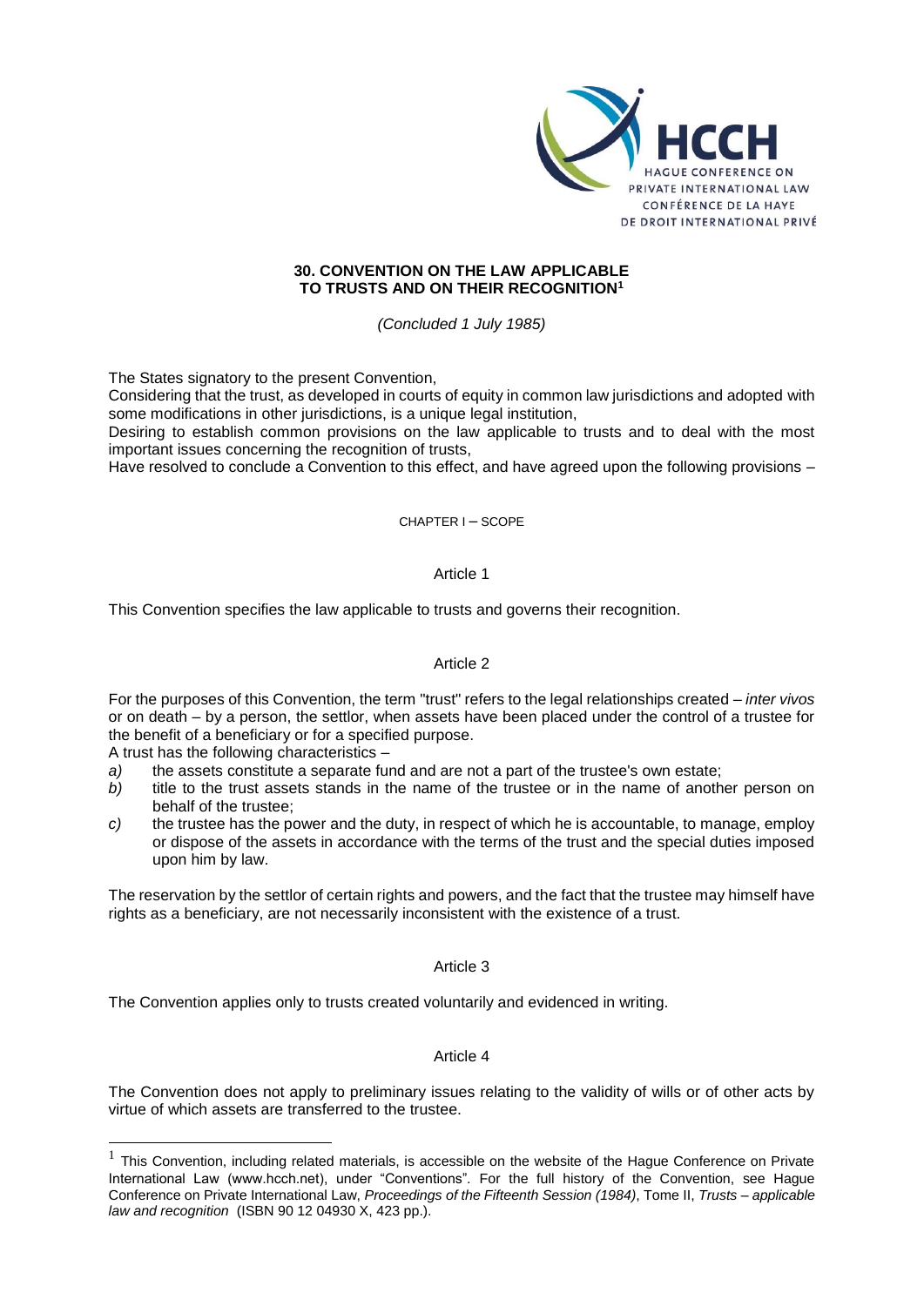# 30. CONVENTION ON THE LAW APPLICABLE TO TRUSTS AND ON THEIR RECOGNITION[1]

*(Concluded 1 July 1985)*

The States signatory to the present Convention,

Considering that the trust, as developed in courts of equity in common law jurisdictions and adopted with some modifications in other jurisdictions, is a unique legal institution,

Desiring to establish common provisions on the law applicable to trusts and to deal with the most important issues concerning the recognition of trusts,

Have resolved to conclude a Convention to this effect, and have agreed upon the following provisions –

## CHAPTER I – SCOPE

### Article 1

This Convention specifies the law applicable to trusts and governs their recognition.

### Article 2

For the purposes of this Convention, the term "trust" refers to the legal relationships created – *inter vivos* or on death – by a person, the settlor, when assets have been placed under the control of a trustee for the benefit of a beneficiary or for a specified purpose.

A trust has the following characteristics –

*a)* the assets constitute a separate fund and are not a part of the trustee's own estate;

*b)* title to the trust assets stands in the name of the trustee or in the name of another person on behalf of the trustee;

*c)* the trustee has the power and the duty, in respect of which he is accountable, to manage, employ or dispose of the assets in accordance with the terms of the trust and the special duties imposed upon him by law.

The reservation by the settlor of certain rights and powers, and the fact that the trustee may himself have rights as a beneficiary, are not necessarily inconsistent with the existence of a trust.

### Article 3

The Convention applies only to trusts created voluntarily and evidenced in writing.

### Article 4

The Convention does not apply to preliminary issues relating to the validity of wills or of other acts by virtue of which assets are transferred to the trustee.

---

[1] This Convention, including related materials, is accessible on the website of the Hague Conference on Private International Law (www.hcch.net), under "Conventions". For the full history of the Convention, see Hague Conference on Private International Law, *Proceedings of the Fifteenth Session (1984)*, Tome II, *Trusts – applicable law and recognition* (ISBN 90 12 04930 X, 423 pp.).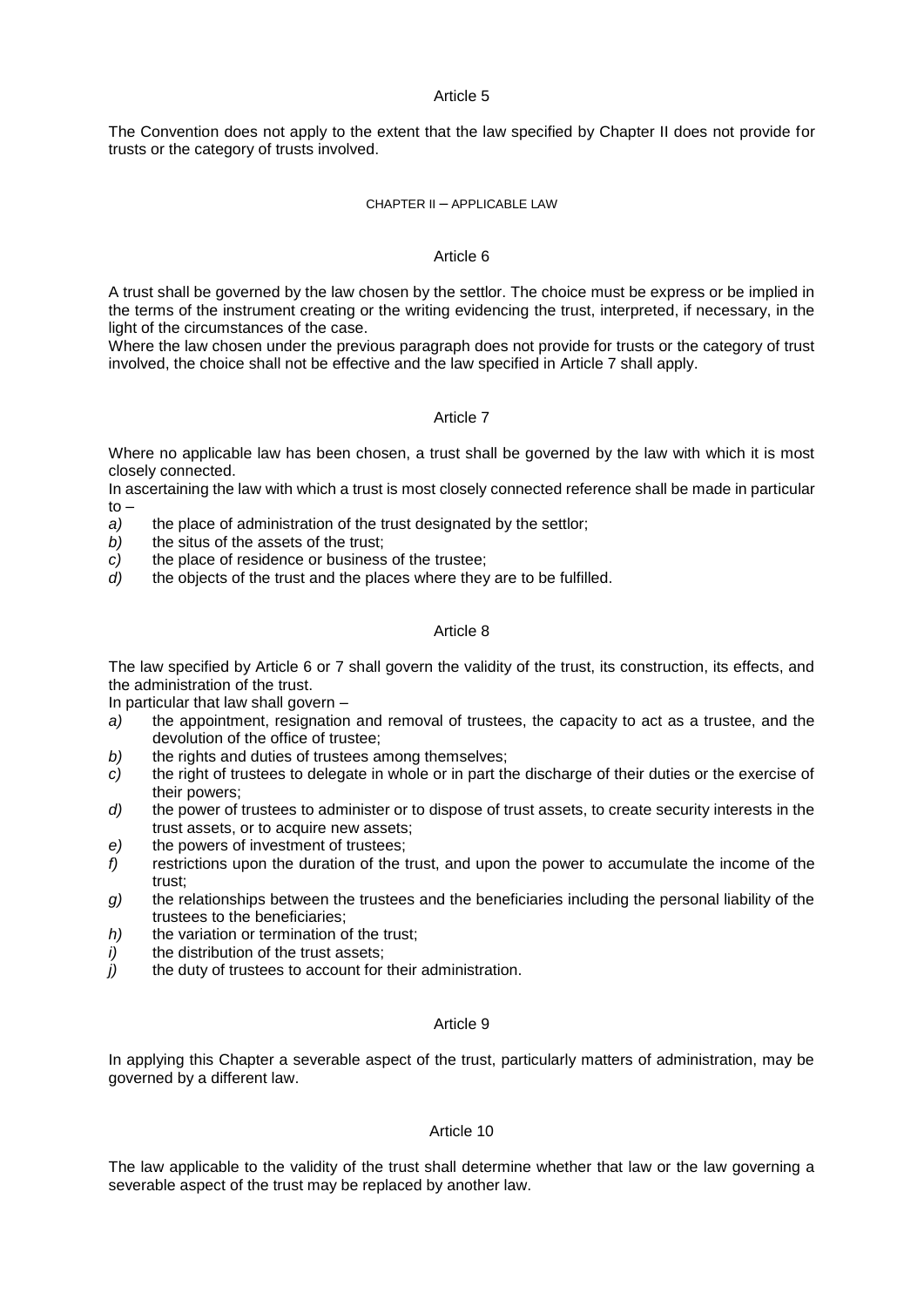### Article 5

The Convention does not apply to the extent that the law specified by Chapter II does not provide for trusts or the category of trusts involved.

## CHAPTER II – APPLICABLE LAW

### Article 6

A trust shall be governed by the law chosen by the settlor. The choice must be express or be implied in the terms of the instrument creating or the writing evidencing the trust, interpreted, if necessary, in the light of the circumstances of the case.

Where the law chosen under the previous paragraph does not provide for trusts or the category of trust involved, the choice shall not be effective and the law specified in Article 7 shall apply.

### Article 7

Where no applicable law has been chosen, a trust shall be governed by the law with which it is most closely connected.

In ascertaining the law with which a trust is most closely connected reference shall be made in particular to –

*a)* the place of administration of the trust designated by the settlor;
*b)* the situs of the assets of the trust;
*c)* the place of residence or business of the trustee;
*d)* the objects of the trust and the places where they are to be fulfilled.

### Article 8

The law specified by Article 6 or 7 shall govern the validity of the trust, its construction, its effects, and the administration of the trust.

In particular that law shall govern –

*a)* the appointment, resignation and removal of trustees, the capacity to act as a trustee, and the devolution of the office of trustee;
*b)* the rights and duties of trustees among themselves;
*c)* the right of trustees to delegate in whole or in part the discharge of their duties or the exercise of their powers;
*d)* the power of trustees to administer or to dispose of trust assets, to create security interests in the trust assets, or to acquire new assets;
*e)* the powers of investment of trustees;
*f)* restrictions upon the duration of the trust, and upon the power to accumulate the income of the trust;
*g)* the relationships between the trustees and the beneficiaries including the personal liability of the trustees to the beneficiaries;
*h)* the variation or termination of the trust;
*i)* the distribution of the trust assets;
*j)* the duty of trustees to account for their administration.

### Article 9

In applying this Chapter a severable aspect of the trust, particularly matters of administration, may be governed by a different law.

### Article 10

The law applicable to the validity of the trust shall determine whether that law or the law governing a severable aspect of the trust may be replaced by another law.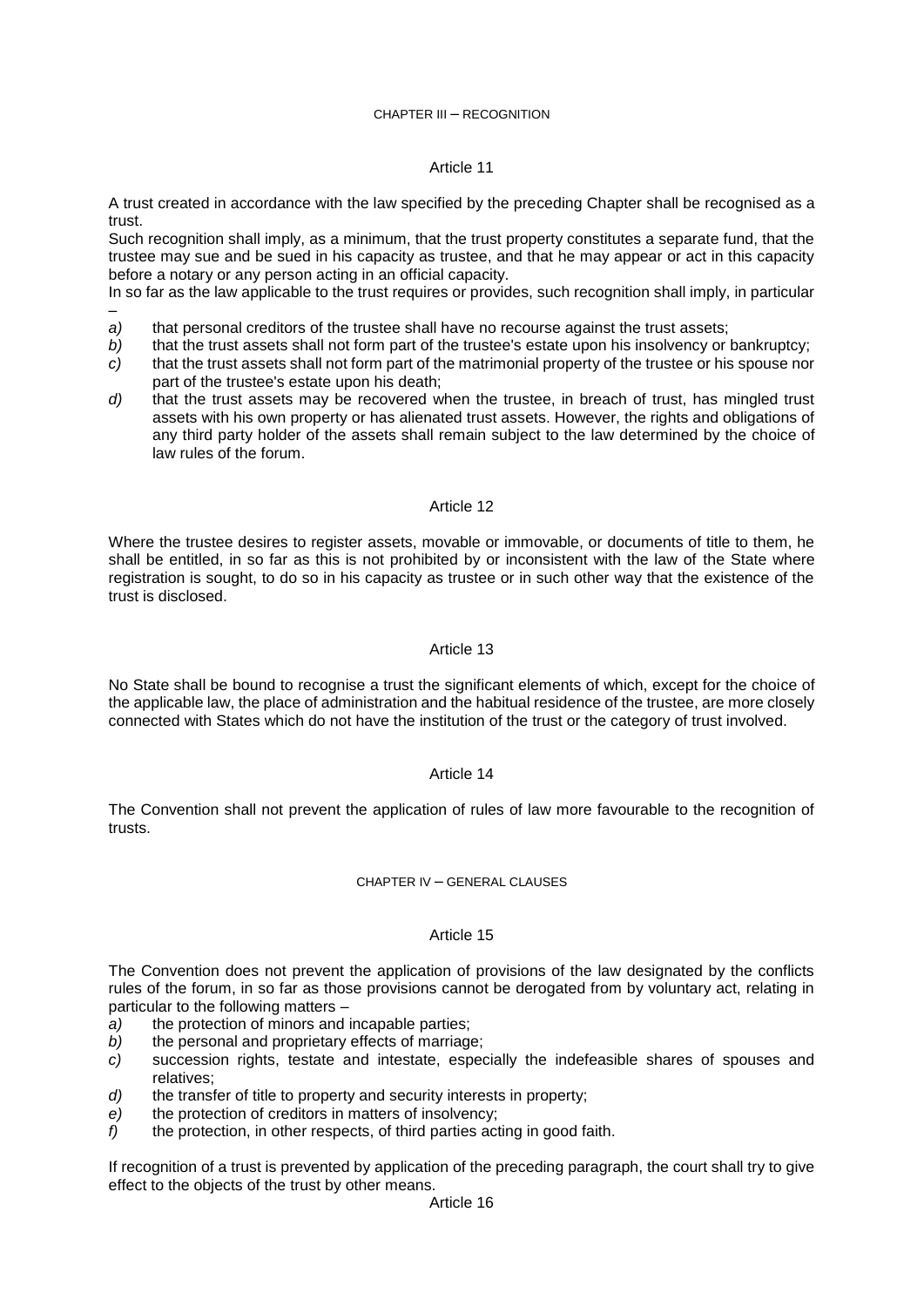## CHAPTER III – RECOGNITION

### Article 11

A trust created in accordance with the law specified by the preceding Chapter shall be recognised as a trust.

Such recognition shall imply, as a minimum, that the trust property constitutes a separate fund, that the trustee may sue and be sued in his capacity as trustee, and that he may appear or act in this capacity before a notary or any person acting in an official capacity.

In so far as the law applicable to the trust requires or provides, such recognition shall imply, in particular –

*a)* that personal creditors of the trustee shall have no recourse against the trust assets;

*b)* that the trust assets shall not form part of the trustee's estate upon his insolvency or bankruptcy;

*c)* that the trust assets shall not form part of the matrimonial property of the trustee or his spouse nor part of the trustee's estate upon his death;

*d)* that the trust assets may be recovered when the trustee, in breach of trust, has mingled trust assets with his own property or has alienated trust assets. However, the rights and obligations of any third party holder of the assets shall remain subject to the law determined by the choice of law rules of the forum.

### Article 12

Where the trustee desires to register assets, movable or immovable, or documents of title to them, he shall be entitled, in so far as this is not prohibited by or inconsistent with the law of the State where registration is sought, to do so in his capacity as trustee or in such other way that the existence of the trust is disclosed.

### Article 13

No State shall be bound to recognise a trust the significant elements of which, except for the choice of the applicable law, the place of administration and the habitual residence of the trustee, are more closely connected with States which do not have the institution of the trust or the category of trust involved.

### Article 14

The Convention shall not prevent the application of rules of law more favourable to the recognition of trusts.

## CHAPTER IV – GENERAL CLAUSES

### Article 15

The Convention does not prevent the application of provisions of the law designated by the conflicts rules of the forum, in so far as those provisions cannot be derogated from by voluntary act, relating in particular to the following matters –

*a)* the protection of minors and incapable parties;

*b)* the personal and proprietary effects of marriage;

*c)* succession rights, testate and intestate, especially the indefeasible shares of spouses and relatives;

*d)* the transfer of title to property and security interests in property;

*e)* the protection of creditors in matters of insolvency;

*f)* the protection, in other respects, of third parties acting in good faith.

If recognition of a trust is prevented by application of the preceding paragraph, the court shall try to give effect to the objects of the trust by other means.

### Article 16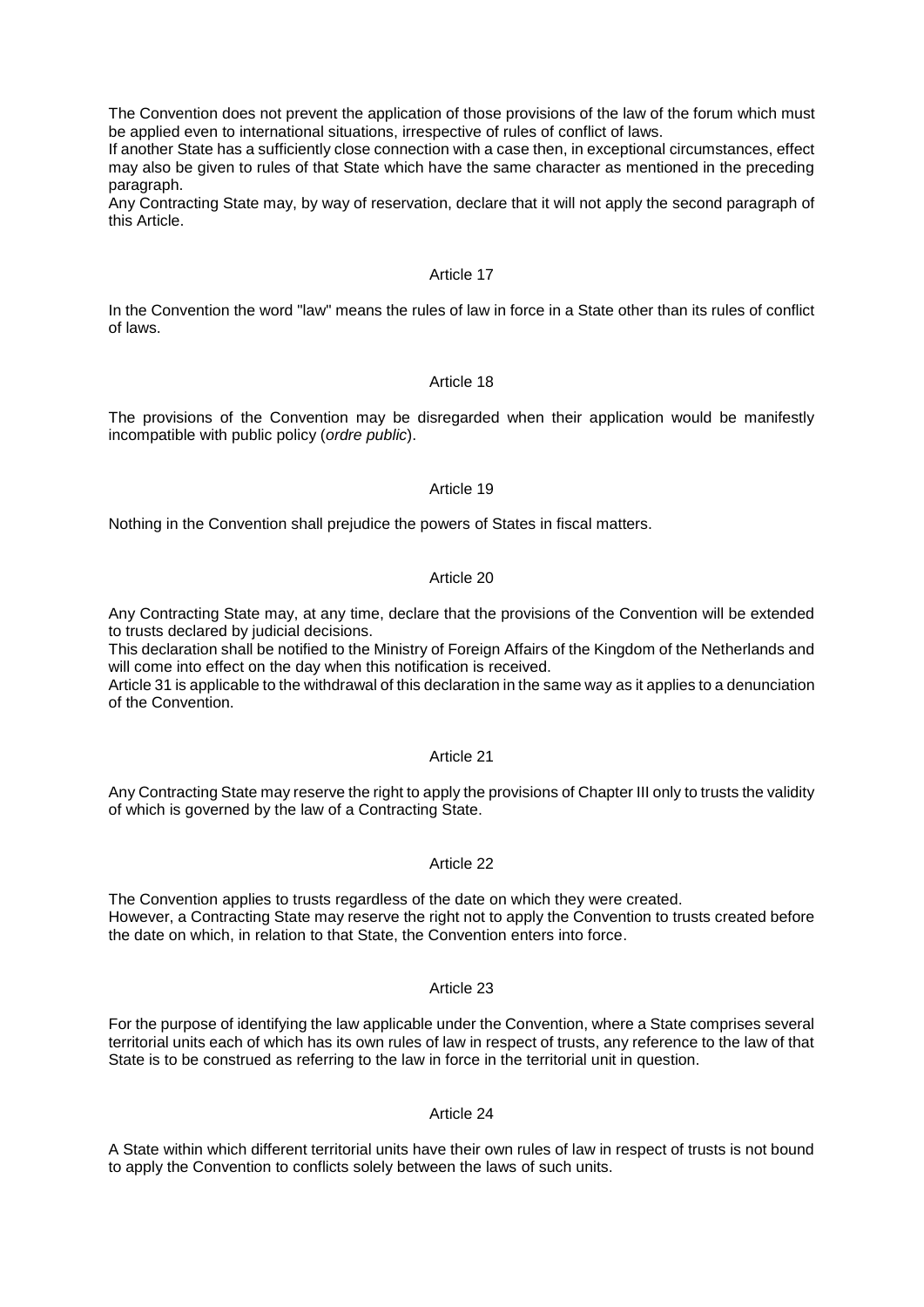The Convention does not prevent the application of those provisions of the law of the forum which must be applied even to international situations, irrespective of rules of conflict of laws.
If another State has a sufficiently close connection with a case then, in exceptional circumstances, effect may also be given to rules of that State which have the same character as mentioned in the preceding paragraph.
Any Contracting State may, by way of reservation, declare that it will not apply the second paragraph of this Article.

### Article 17

In the Convention the word "law" means the rules of law in force in a State other than its rules of conflict of laws.

### Article 18

The provisions of the Convention may be disregarded when their application would be manifestly incompatible with public policy (*ordre public*).

### Article 19

Nothing in the Convention shall prejudice the powers of States in fiscal matters.

### Article 20

Any Contracting State may, at any time, declare that the provisions of the Convention will be extended to trusts declared by judicial decisions.
This declaration shall be notified to the Ministry of Foreign Affairs of the Kingdom of the Netherlands and will come into effect on the day when this notification is received.
Article 31 is applicable to the withdrawal of this declaration in the same way as it applies to a denunciation of the Convention.

### Article 21

Any Contracting State may reserve the right to apply the provisions of Chapter III only to trusts the validity of which is governed by the law of a Contracting State.

### Article 22

The Convention applies to trusts regardless of the date on which they were created.
However, a Contracting State may reserve the right not to apply the Convention to trusts created before the date on which, in relation to that State, the Convention enters into force.

### Article 23

For the purpose of identifying the law applicable under the Convention, where a State comprises several territorial units each of which has its own rules of law in respect of trusts, any reference to the law of that State is to be construed as referring to the law in force in the territorial unit in question.

### Article 24

A State within which different territorial units have their own rules of law in respect of trusts is not bound to apply the Convention to conflicts solely between the laws of such units.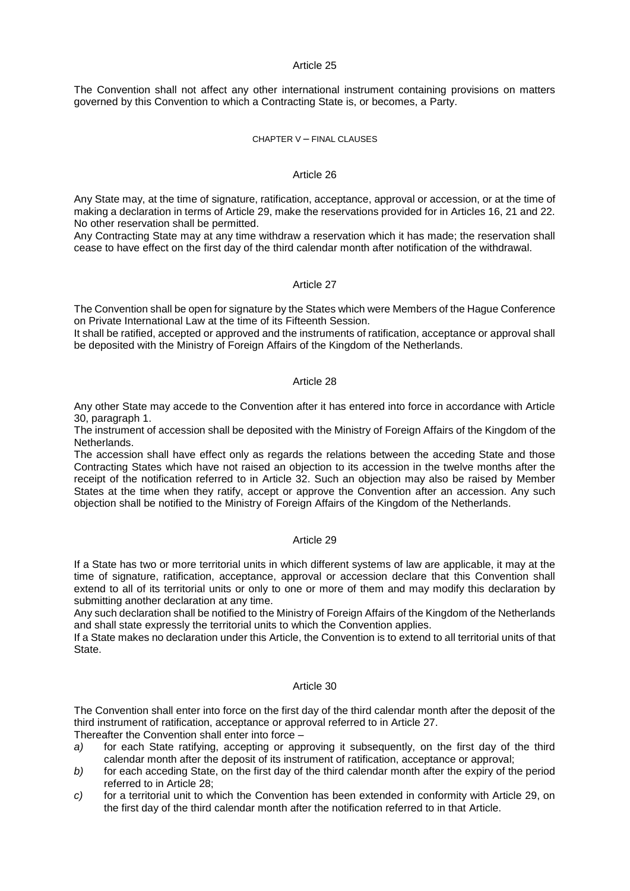### Article 25

The Convention shall not affect any other international instrument containing provisions on matters governed by this Convention to which a Contracting State is, or becomes, a Party.

## CHAPTER V – FINAL CLAUSES

### Article 26

Any State may, at the time of signature, ratification, acceptance, approval or accession, or at the time of making a declaration in terms of Article 29, make the reservations provided for in Articles 16, 21 and 22. No other reservation shall be permitted.

Any Contracting State may at any time withdraw a reservation which it has made; the reservation shall cease to have effect on the first day of the third calendar month after notification of the withdrawal.

### Article 27

The Convention shall be open for signature by the States which were Members of the Hague Conference on Private International Law at the time of its Fifteenth Session.

It shall be ratified, accepted or approved and the instruments of ratification, acceptance or approval shall be deposited with the Ministry of Foreign Affairs of the Kingdom of the Netherlands.

### Article 28

Any other State may accede to the Convention after it has entered into force in accordance with Article 30, paragraph 1.

The instrument of accession shall be deposited with the Ministry of Foreign Affairs of the Kingdom of the Netherlands.

The accession shall have effect only as regards the relations between the acceding State and those Contracting States which have not raised an objection to its accession in the twelve months after the receipt of the notification referred to in Article 32. Such an objection may also be raised by Member States at the time when they ratify, accept or approve the Convention after an accession. Any such objection shall be notified to the Ministry of Foreign Affairs of the Kingdom of the Netherlands.

### Article 29

If a State has two or more territorial units in which different systems of law are applicable, it may at the time of signature, ratification, acceptance, approval or accession declare that this Convention shall extend to all of its territorial units or only to one or more of them and may modify this declaration by submitting another declaration at any time.

Any such declaration shall be notified to the Ministry of Foreign Affairs of the Kingdom of the Netherlands and shall state expressly the territorial units to which the Convention applies.

If a State makes no declaration under this Article, the Convention is to extend to all territorial units of that State.

### Article 30

The Convention shall enter into force on the first day of the third calendar month after the deposit of the third instrument of ratification, acceptance or approval referred to in Article 27.

Thereafter the Convention shall enter into force –

*a)* for each State ratifying, accepting or approving it subsequently, on the first day of the third calendar month after the deposit of its instrument of ratification, acceptance or approval;

*b)* for each acceding State, on the first day of the third calendar month after the expiry of the period referred to in Article 28;

*c)* for a territorial unit to which the Convention has been extended in conformity with Article 29, on the first day of the third calendar month after the notification referred to in that Article.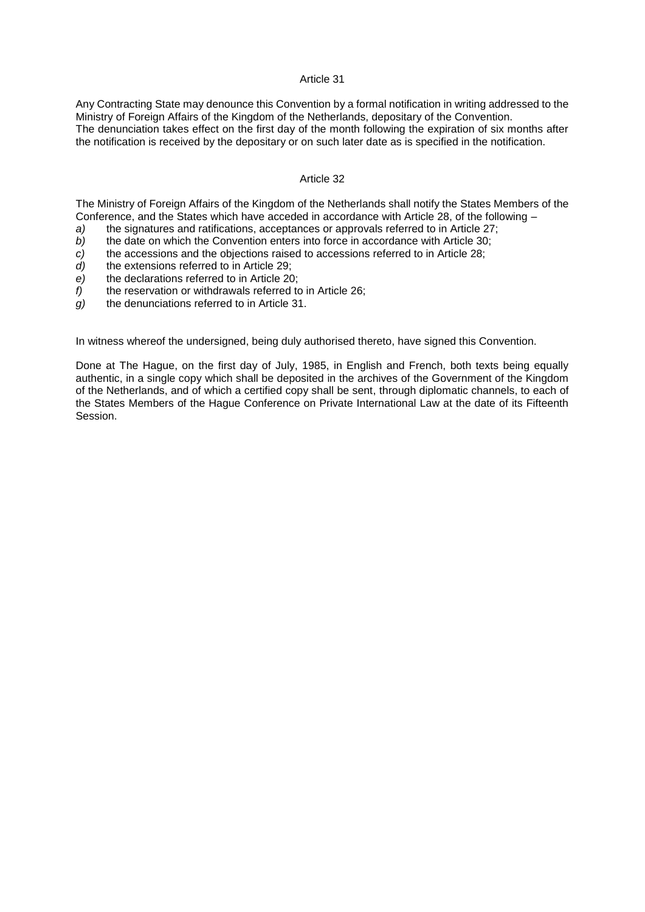## Article 31

Any Contracting State may denounce this Convention by a formal notification in writing addressed to the Ministry of Foreign Affairs of the Kingdom of the Netherlands, depositary of the Convention.
The denunciation takes effect on the first day of the month following the expiration of six months after the notification is received by the depositary or on such later date as is specified in the notification.

## Article 32

The Ministry of Foreign Affairs of the Kingdom of the Netherlands shall notify the States Members of the Conference, and the States which have acceded in accordance with Article 28, of the following –

*a)* the signatures and ratifications, acceptances or approvals referred to in Article 27;
*b)* the date on which the Convention enters into force in accordance with Article 30;
*c)* the accessions and the objections raised to accessions referred to in Article 28;
*d)* the extensions referred to in Article 29;
*e)* the declarations referred to in Article 20;
*f)* the reservation or withdrawals referred to in Article 26;
*g)* the denunciations referred to in Article 31.

In witness whereof the undersigned, being duly authorised thereto, have signed this Convention.

Done at The Hague, on the first day of July, 1985, in English and French, both texts being equally authentic, in a single copy which shall be deposited in the archives of the Government of the Kingdom of the Netherlands, and of which a certified copy shall be sent, through diplomatic channels, to each of the States Members of the Hague Conference on Private International Law at the date of its Fifteenth Session.